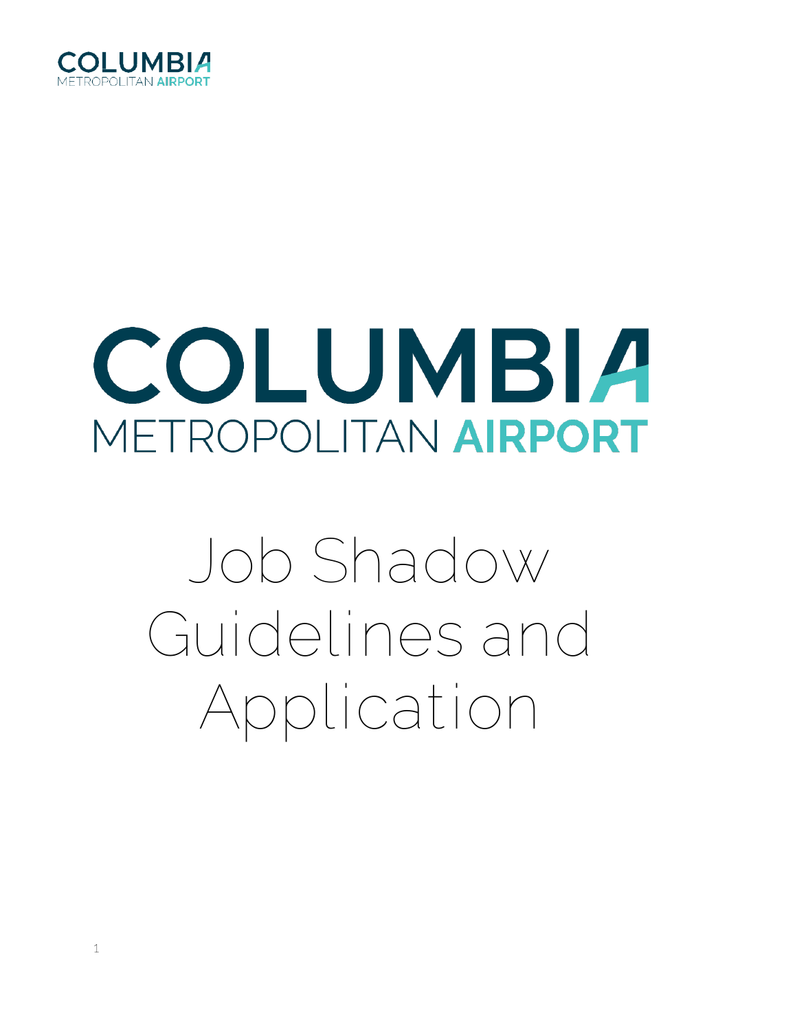COLUMBIA METROPOLITAN AIRPORT

# COLUMBIA METROPOLITAN AIRPORT

# Job Shadow Guidelines and Application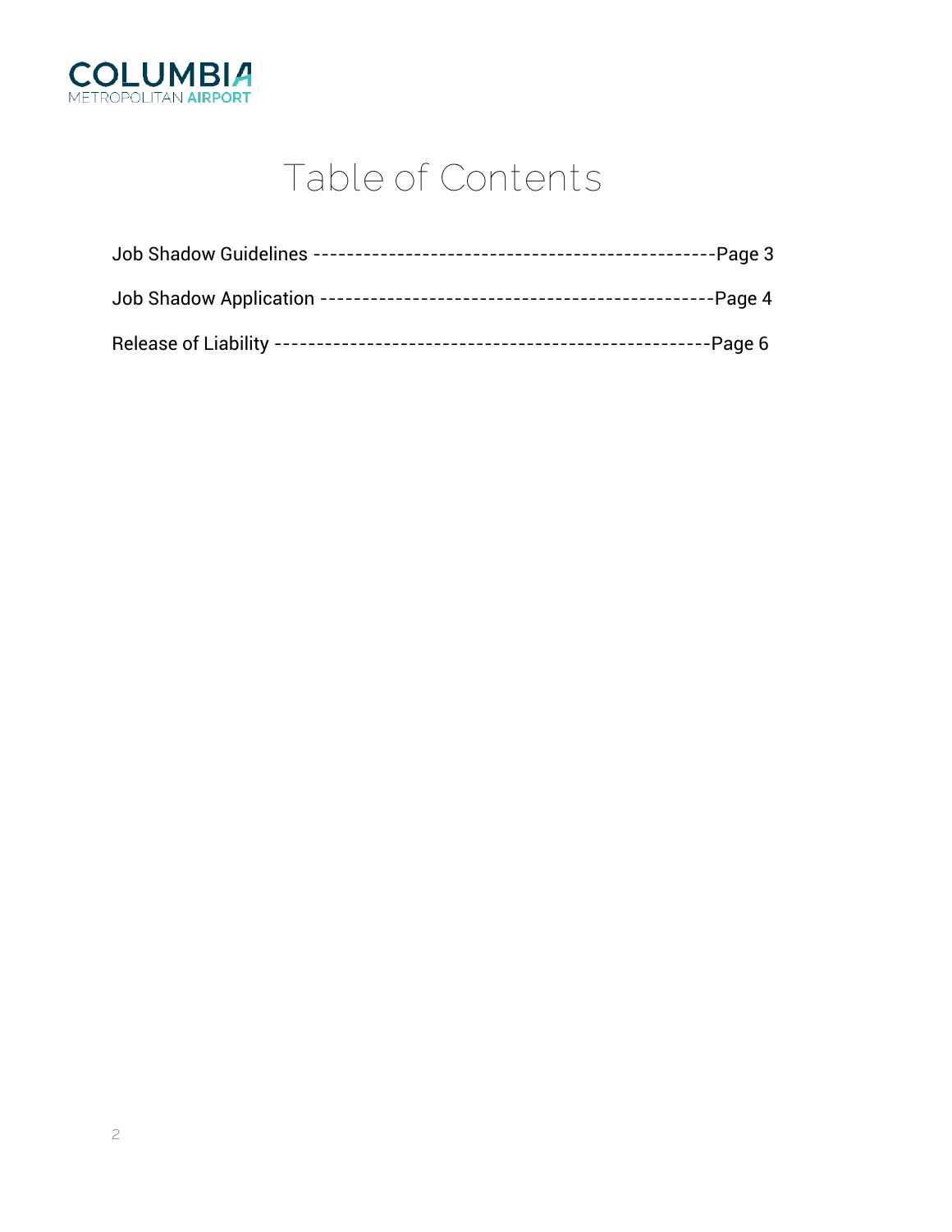# Table of Contents

Job Shadow Guidelines ------------------------------------------------Page 3

Job Shadow Application -----------------------------------------------Page 4

Release of Liability ----------------------------------------------------Page 6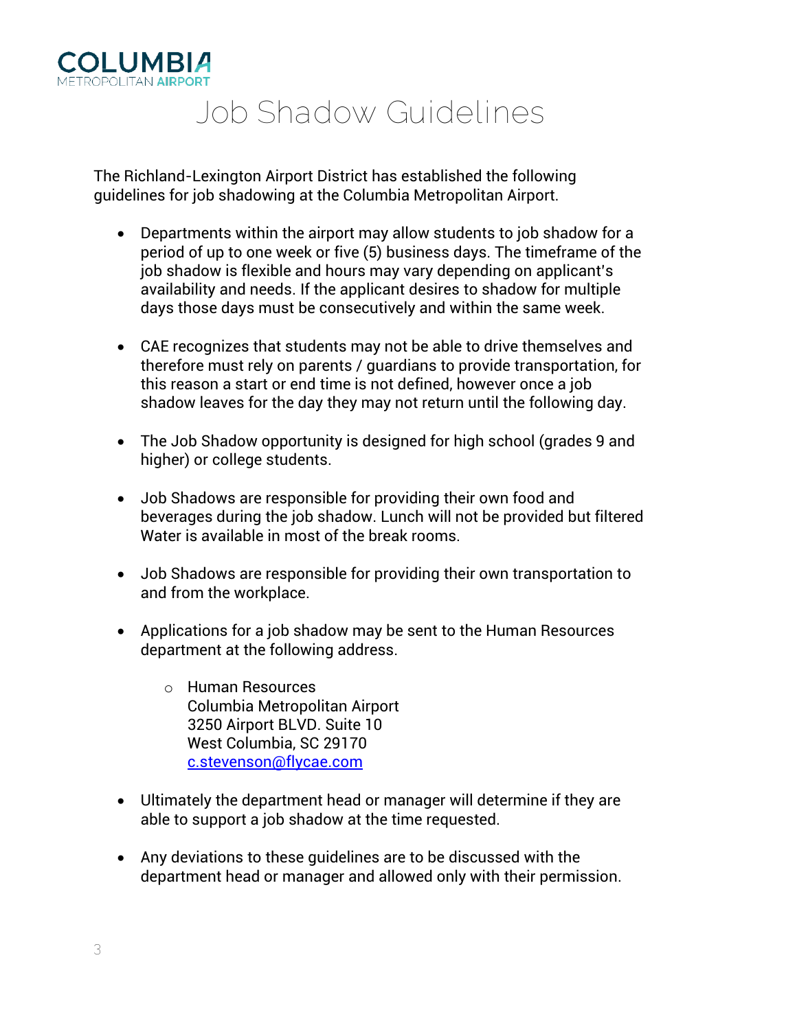COLUMBIA METROPOLITAN AIRPORT

# Job Shadow Guidelines

The Richland-Lexington Airport District has established the following guidelines for job shadowing at the Columbia Metropolitan Airport.

- Departments within the airport may allow students to job shadow for a period of up to one week or five (5) business days. The timeframe of the job shadow is flexible and hours may vary depending on applicant's availability and needs. If the applicant desires to shadow for multiple days those days must be consecutively and within the same week.

- CAE recognizes that students may not be able to drive themselves and therefore must rely on parents / guardians to provide transportation, for this reason a start or end time is not defined, however once a job shadow leaves for the day they may not return until the following day.

- The Job Shadow opportunity is designed for high school (grades 9 and higher) or college students.

- Job Shadows are responsible for providing their own food and beverages during the job shadow. Lunch will not be provided but filtered Water is available in most of the break rooms.

- Job Shadows are responsible for providing their own transportation to and from the workplace.

- Applications for a job shadow may be sent to the Human Resources department at the following address.

    - Human Resources
      Columbia Metropolitan Airport
      3250 Airport BLVD. Suite 10
      West Columbia, SC 29170
      c.stevenson@flycae.com

- Ultimately the department head or manager will determine if they are able to support a job shadow at the time requested.

- Any deviations to these guidelines are to be discussed with the department head or manager and allowed only with their permission.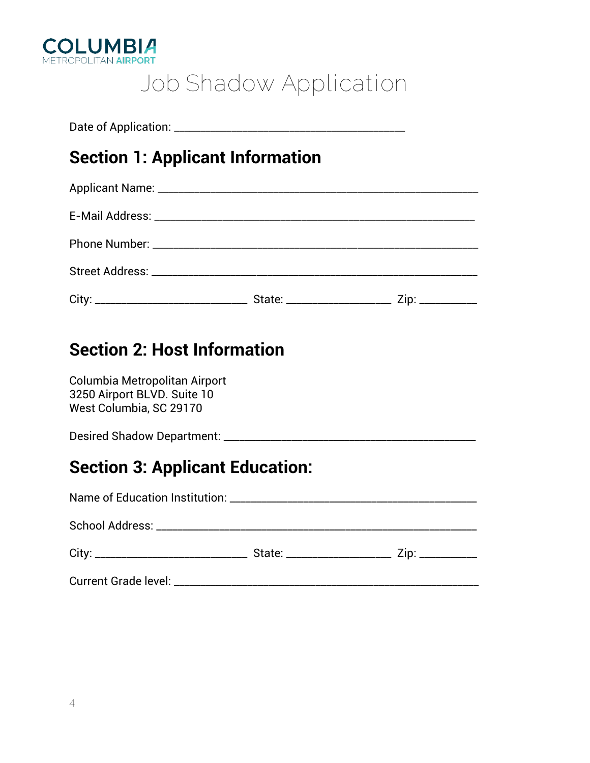COLUMBIA
METROPOLITAN AIRPORT

# Job Shadow Application

Date of Application: ________________________________________

## Section 1: Applicant Information

Applicant Name: ________________________________________________________

E-Mail Address: ________________________________________________________

Phone Number: ________________________________________________________

Street Address: ________________________________________________________

City: ___________________________ State: __________________ Zip: __________

## Section 2: Host Information

Columbia Metropolitan Airport
3250 Airport BLVD. Suite 10
West Columbia, SC 29170

Desired Shadow Department: ____________________________________________

## Section 3: Applicant Education:

Name of Education Institution: ___________________________________________

School Address: _______________________________________________________

City: ___________________________ State: __________________ Zip: __________

Current Grade level: ____________________________________________________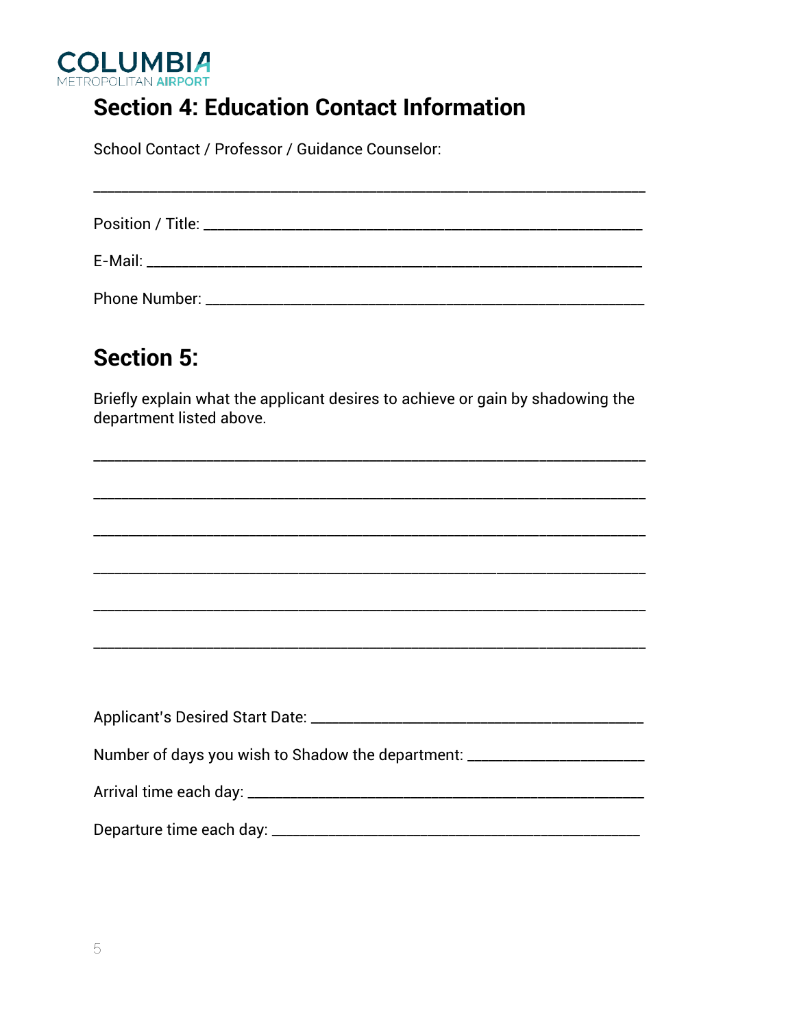## Section 4: Education Contact Information

School Contact / Professor / Guidance Counselor:

_______________________________________________________________

Position / Title: ______________________________________________

E-Mail: ___________________________________________________

Phone Number: _______________________________________________

## Section 5:

Briefly explain what the applicant desires to achieve or gain by shadowing the department listed above.

_______________________________________________________________

_______________________________________________________________

_______________________________________________________________

_______________________________________________________________

_______________________________________________________________

_______________________________________________________________

Applicant's Desired Start Date: ___________________________________

Number of days you wish to Shadow the department: _________________

Arrival time each day: _________________________________________

Departure time each day: _______________________________________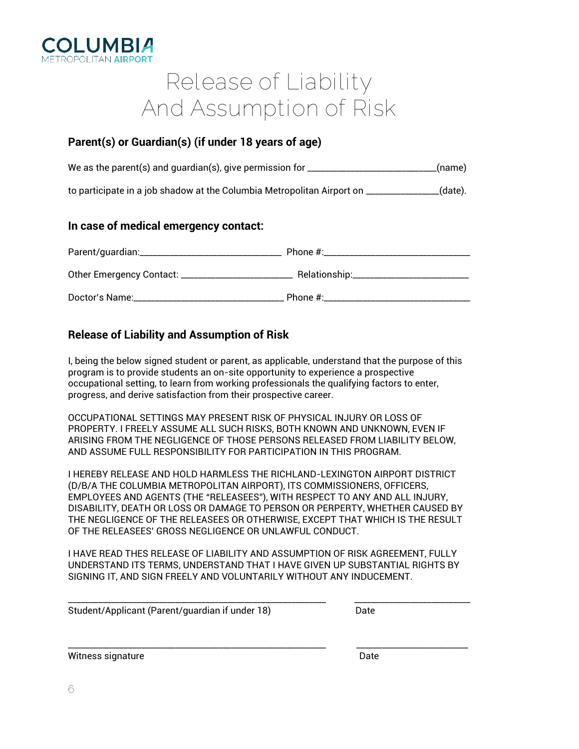COLUMBIA
METROPOLITAN AIRPORT

# Release of Liability And Assumption of Risk

### Parent(s) or Guardian(s) (if under 18 years of age)

We as the parent(s) and guardian(s), give permission for ___________________________(name)

to participate in a job shadow at the Columbia Metropolitan Airport on _______________(date).

### In case of medical emergency contact:

Parent/guardian:______________________________ Phone #:_______________________________

Other Emergency Contact: ________________________ Relationship:_________________________

Doctor's Name:________________________________ Phone #:_______________________________

### Release of Liability and Assumption of Risk

I, being the below signed student or parent, as applicable, understand that the purpose of this program is to provide students an on-site opportunity to experience a prospective occupational setting, to learn from working professionals the qualifying factors to enter, progress, and derive satisfaction from their prospective career.

OCCUPATIONAL SETTINGS MAY PRESENT RISK OF PHYSICAL INJURY OR LOSS OF PROPERTY. I FREELY ASSUME ALL SUCH RISKS, BOTH KNOWN AND UNKNOWN, EVEN IF ARISING FROM THE NEGLIGENCE OF THOSE PERSONS RELEASED FROM LIABILITY BELOW, AND ASSUME FULL RESPONSIBILITY FOR PARTICIPATION IN THIS PROGRAM.

I HEREBY RELEASE AND HOLD HARMLESS THE RICHLAND-LEXINGTON AIRPORT DISTRICT (D/B/A THE COLUMBIA METROPOLITAN AIRPORT), ITS COMMISSIONERS, OFFICERS, EMPLOYEES AND AGENTS (THE "RELEASEES"), WITH RESPECT TO ANY AND ALL INJURY, DISABILITY, DEATH OR LOSS OR DAMAGE TO PERSON OR PERPERTY, WHETHER CAUSED BY THE NEGLIGENCE OF THE RELEASEES OR OTHERWISE, EXCEPT THAT WHICH IS THE RESULT OF THE RELEASEES' GROSS NEGLIGENCE OR UNLAWFUL CONDUCT.

I HAVE READ THES RELEASE OF LIABILITY AND ASSUMPTION OF RISK AGREEMENT, FULLY UNDERSTAND ITS TERMS, UNDERSTAND THAT I HAVE GIVEN UP SUBSTANTIAL RIGHTS BY SIGNING IT, AND SIGN FREELY AND VOLUNTARILY WITHOUT ANY INDUCEMENT.

_______________________________________________________ _________________________

Student/Applicant (Parent/guardian if under 18) Date

_______________________________________________________ _________________________

Witness signature Date